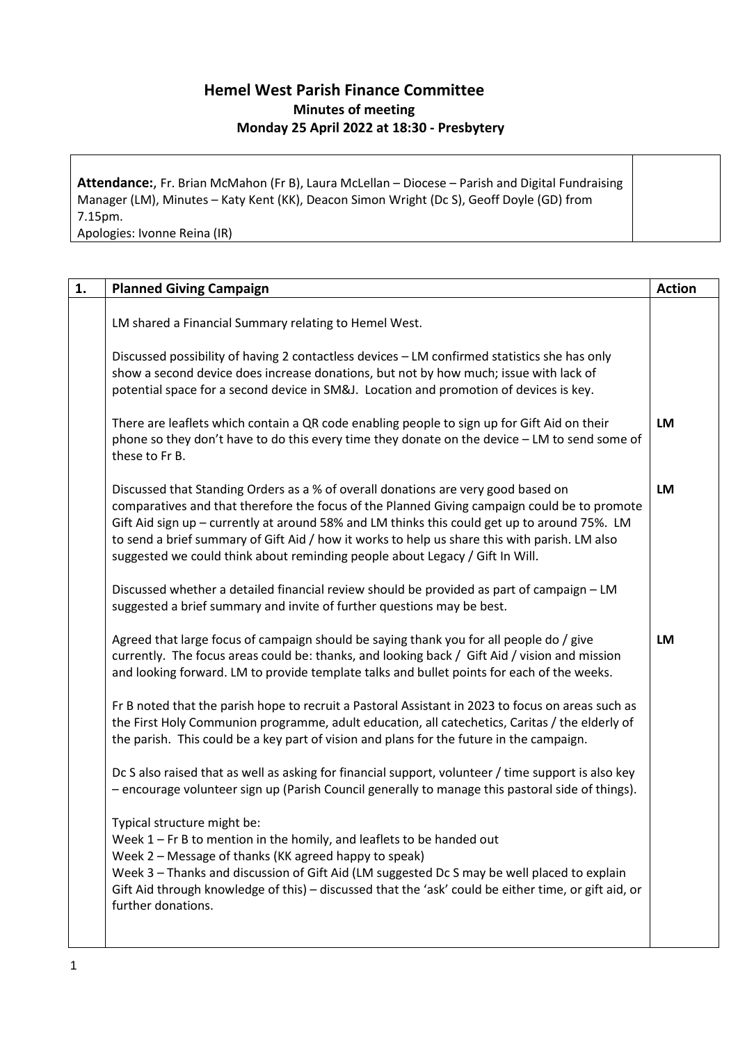## Hemel West Parish Finance Committee

### Minutes of meeting

### Monday 25 April 2022 at 18:30 - Presbytery

**Attendance:**, Fr. Brian McMahon (Fr B), Laura McLellan – Diocese – Parish and Digital Fundraising Manager (LM), Minutes – Katy Kent (KK), Deacon Simon Wright (Dc S), Geoff Doyle (GD) from 7.15pm.
Apologies: Ivonne Reina (IR)

| 1. | Planned Giving Campaign | Action |
|---|---|---|
| | LM shared a Financial Summary relating to Hemel West. | |
| | Discussed possibility of having 2 contactless devices – LM confirmed statistics she has only show a second device does increase donations, but not by how much; issue with lack of potential space for a second device in SM&J. Location and promotion of devices is key. | |
| | There are leaflets which contain a QR code enabling people to sign up for Gift Aid on their phone so they don't have to do this every time they donate on the device – LM to send some of these to Fr B. | LM |
| | Discussed that Standing Orders as a % of overall donations are very good based on comparatives and that therefore the focus of the Planned Giving campaign could be to promote Gift Aid sign up – currently at around 58% and LM thinks this could get up to around 75%. LM to send a brief summary of Gift Aid / how it works to help us share this with parish. LM also suggested we could think about reminding people about Legacy / Gift In Will. | LM |
| | Discussed whether a detailed financial review should be provided as part of campaign – LM suggested a brief summary and invite of further questions may be best. | |
| | Agreed that large focus of campaign should be saying thank you for all people do / give currently. The focus areas could be: thanks, and looking back / Gift Aid / vision and mission and looking forward. LM to provide template talks and bullet points for each of the weeks. | LM |
| | Fr B noted that the parish hope to recruit a Pastoral Assistant in 2023 to focus on areas such as the First Holy Communion programme, adult education, all catechetics, Caritas / the elderly of the parish. This could be a key part of vision and plans for the future in the campaign. | |
| | Dc S also raised that as well as asking for financial support, volunteer / time support is also key – encourage volunteer sign up (Parish Council generally to manage this pastoral side of things). | |
| | Typical structure might be:<br>Week 1 – Fr B to mention in the homily, and leaflets to be handed out<br>Week 2 – Message of thanks (KK agreed happy to speak)<br>Week 3 – Thanks and discussion of Gift Aid (LM suggested Dc S may be well placed to explain Gift Aid through knowledge of this) – discussed that the 'ask' could be either time, or gift aid, or further donations. | |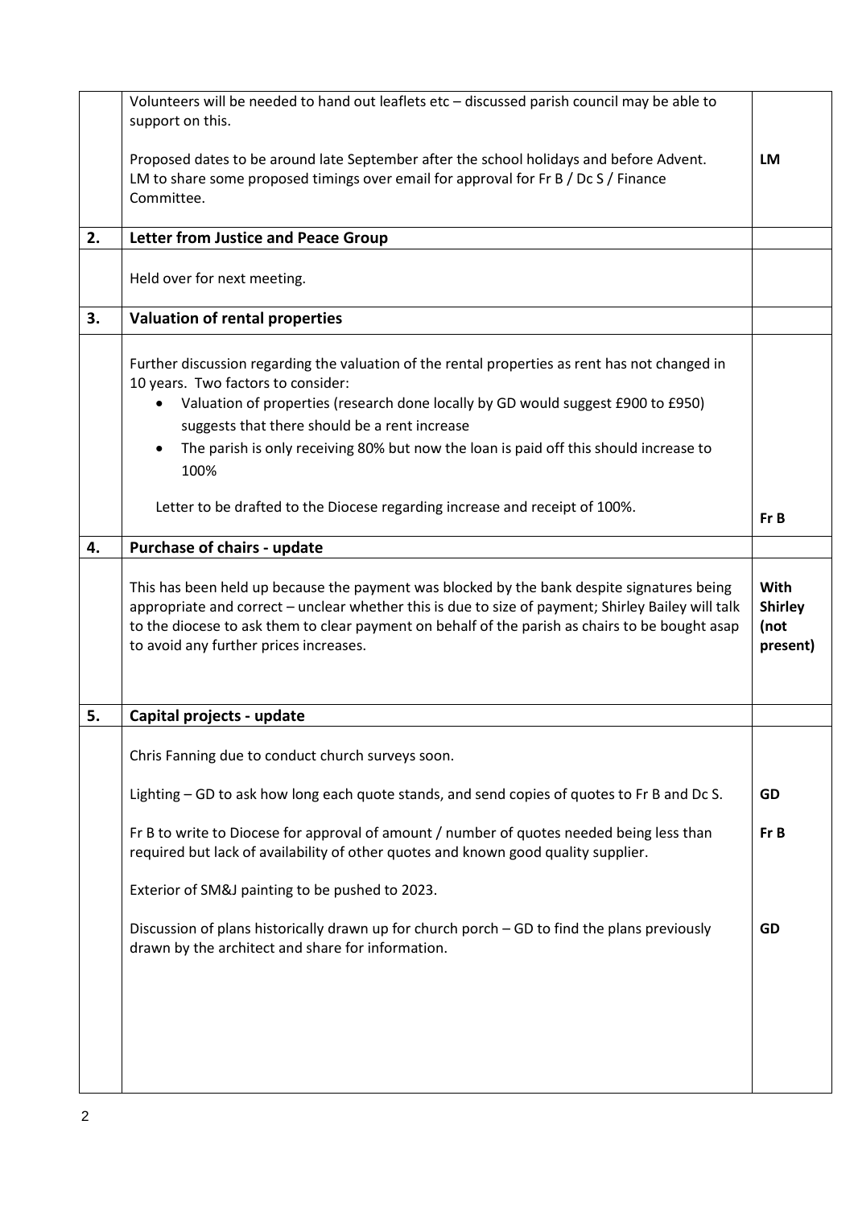| | | |
|---|---|---|
| | Volunteers will be needed to hand out leaflets etc – discussed parish council may be able to support on this.<br><br>Proposed dates to be around late September after the school holidays and before Advent. LM to share some proposed timings over email for approval for Fr B / Dc S / Finance Committee. | **LM** |
| **2.** | **Letter from Justice and Peace Group** | |
| | Held over for next meeting. | |
| **3.** | **Valuation of rental properties** | |
| | Further discussion regarding the valuation of the rental properties as rent has not changed in 10 years. Two factors to consider:<br>• Valuation of properties (research done locally by GD would suggest £900 to £950) suggests that there should be a rent increase<br>• The parish is only receiving 80% but now the loan is paid off this should increase to 100%<br><br>Letter to be drafted to the Diocese regarding increase and receipt of 100%. | **Fr B** |
| **4.** | **Purchase of chairs - update** | |
| | This has been held up because the payment was blocked by the bank despite signatures being appropriate and correct – unclear whether this is due to size of payment; Shirley Bailey will talk to the diocese to ask them to clear payment on behalf of the parish as chairs to be bought asap to avoid any further prices increases. | **With Shirley (not present)** |
| **5.** | **Capital projects - update** | |
| | Chris Fanning due to conduct church surveys soon.<br><br>Lighting – GD to ask how long each quote stands, and send copies of quotes to Fr B and Dc S.<br><br>Fr B to write to Diocese for approval of amount / number of quotes needed being less than required but lack of availability of other quotes and known good quality supplier.<br><br>Exterior of SM&J painting to be pushed to 2023.<br><br>Discussion of plans historically drawn up for church porch – GD to find the plans previously drawn by the architect and share for information. | **GD**<br><br>**Fr B**<br><br>**GD** |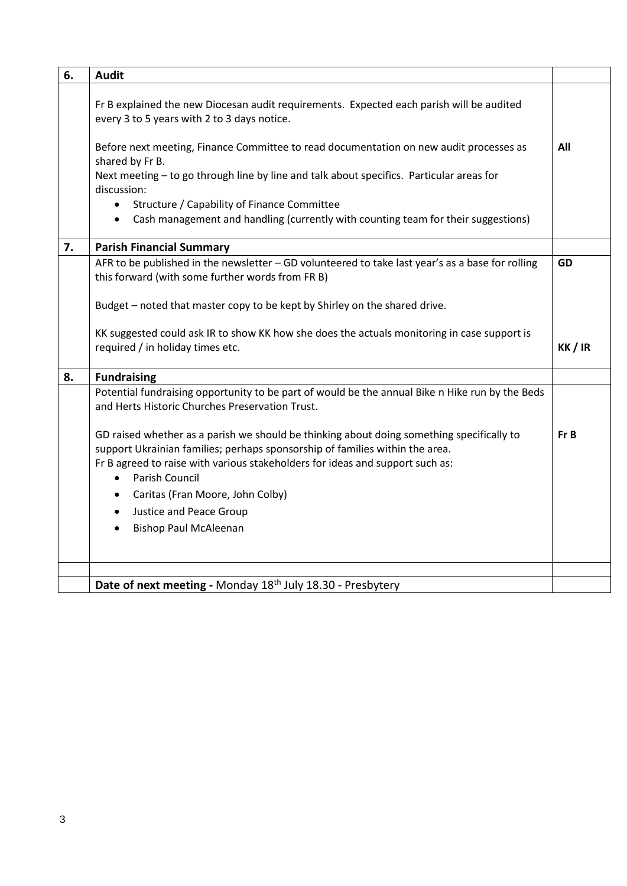| | | |
|---|---|---|
| **6.** | **Audit** | |
| | Fr B explained the new Diocesan audit requirements. Expected each parish will be audited every 3 to 5 years with 2 to 3 days notice.<br><br>Before next meeting, Finance Committee to read documentation on new audit processes as shared by Fr B.<br>Next meeting – to go through line by line and talk about specifics. Particular areas for discussion:<br>• Structure / Capability of Finance Committee<br>• Cash management and handling (currently with counting team for their suggestions) | **All** |
| **7.** | **Parish Financial Summary** | |
| | AFR to be published in the newsletter – GD volunteered to take last year's as a base for rolling this forward (with some further words from FR B)<br><br>Budget – noted that master copy to be kept by Shirley on the shared drive.<br><br>KK suggested could ask IR to show KK how she does the actuals monitoring in case support is required / in holiday times etc. | **GD**<br><br><br><br><br><br>**KK / IR** |
| **8.** | **Fundraising** | |
| | Potential fundraising opportunity to be part of would be the annual Bike n Hike run by the Beds and Herts Historic Churches Preservation Trust.<br><br>GD raised whether as a parish we should be thinking about doing something specifically to support Ukrainian families; perhaps sponsorship of families within the area.<br>Fr B agreed to raise with various stakeholders for ideas and support such as:<br>• Parish Council<br>• Caritas (Fran Moore, John Colby)<br>• Justice and Peace Group<br>• Bishop Paul McAleenan | **Fr B** |
| | | |
| | **Date of next meeting -** Monday 18th July 18.30 - Presbytery | |